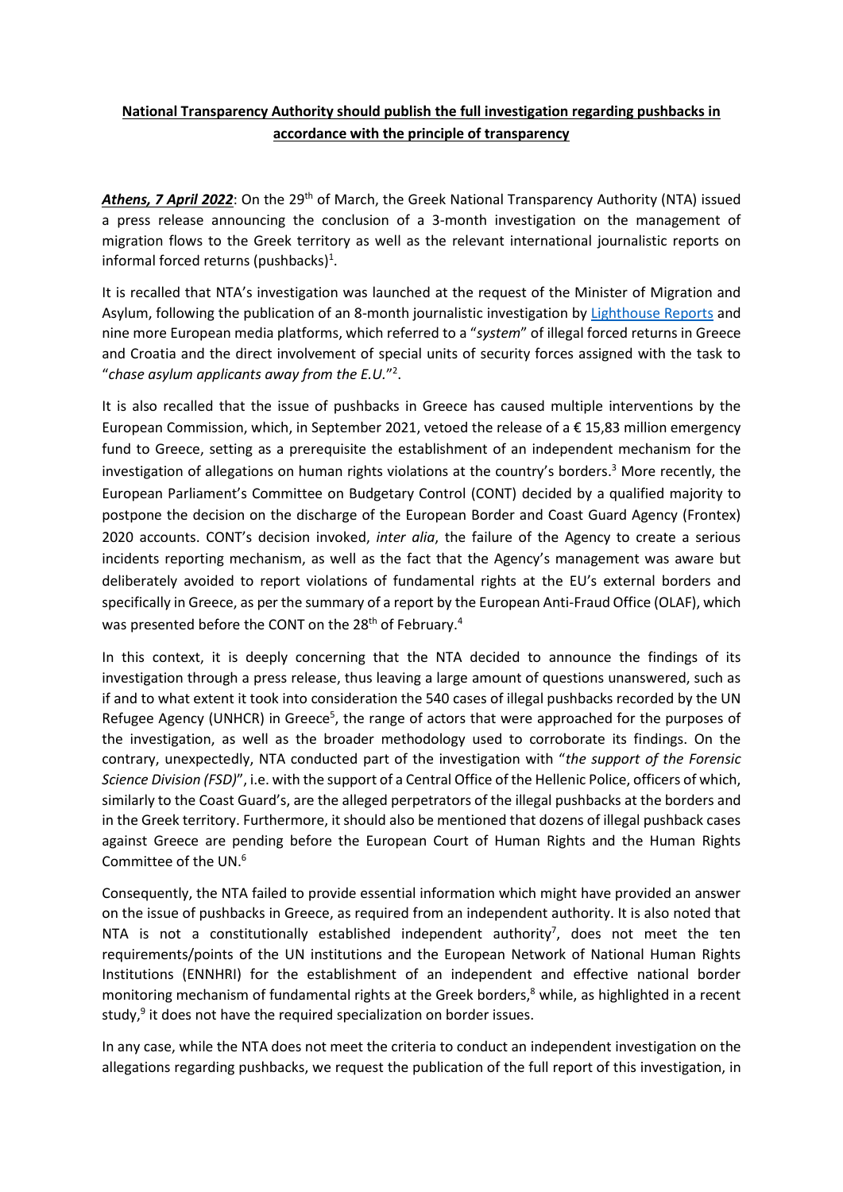**National Transparency Authority should publish the full investigation regarding pushbacks in accordance with the principle of transparency**

***Athens, 7 April 2022***: On the 29th of March, the Greek National Transparency Authority (NTA) issued a press release announcing the conclusion of a 3-month investigation on the management of migration flows to the Greek territory as well as the relevant international journalistic reports on informal forced returns (pushbacks)[1].

It is recalled that NTA's investigation was launched at the request of the Minister of Migration and Asylum, following the publication of an 8-month journalistic investigation by Lighthouse Reports and nine more European media platforms, which referred to a "*system*" of illegal forced returns in Greece and Croatia and the direct involvement of special units of security forces assigned with the task to "*chase asylum applicants away from the E.U.*"[2].

It is also recalled that the issue of pushbacks in Greece has caused multiple interventions by the European Commission, which, in September 2021, vetoed the release of a € 15,83 million emergency fund to Greece, setting as a prerequisite the establishment of an independent mechanism for the investigation of allegations on human rights violations at the country's borders.[3] More recently, the European Parliament's Committee on Budgetary Control (CONT) decided by a qualified majority to postpone the decision on the discharge of the European Border and Coast Guard Agency (Frontex) 2020 accounts. CONT's decision invoked, *inter alia*, the failure of the Agency to create a serious incidents reporting mechanism, as well as the fact that the Agency's management was aware but deliberately avoided to report violations of fundamental rights at the EU's external borders and specifically in Greece, as per the summary of a report by the European Anti-Fraud Office (OLAF), which was presented before the CONT on the 28th of February.[4]

In this context, it is deeply concerning that the NTA decided to announce the findings of its investigation through a press release, thus leaving a large amount of questions unanswered, such as if and to what extent it took into consideration the 540 cases of illegal pushbacks recorded by the UN Refugee Agency (UNHCR) in Greece[5], the range of actors that were approached for the purposes of the investigation, as well as the broader methodology used to corroborate its findings. On the contrary, unexpectedly, NTA conducted part of the investigation with "*the support of the Forensic Science Division (FSD)*", i.e. with the support of a Central Office of the Hellenic Police, officers of which, similarly to the Coast Guard's, are the alleged perpetrators of the illegal pushbacks at the borders and in the Greek territory. Furthermore, it should also be mentioned that dozens of illegal pushback cases against Greece are pending before the European Court of Human Rights and the Human Rights Committee of the UN.[6]

Consequently, the NTA failed to provide essential information which might have provided an answer on the issue of pushbacks in Greece, as required from an independent authority. It is also noted that NTA is not a constitutionally established independent authority[7], does not meet the ten requirements/points of the UN institutions and the European Network of National Human Rights Institutions (ENNHRI) for the establishment of an independent and effective national border monitoring mechanism of fundamental rights at the Greek borders,[8] while, as highlighted in a recent study,[9] it does not have the required specialization on border issues.

In any case, while the NTA does not meet the criteria to conduct an independent investigation on the allegations regarding pushbacks, we request the publication of the full report of this investigation, in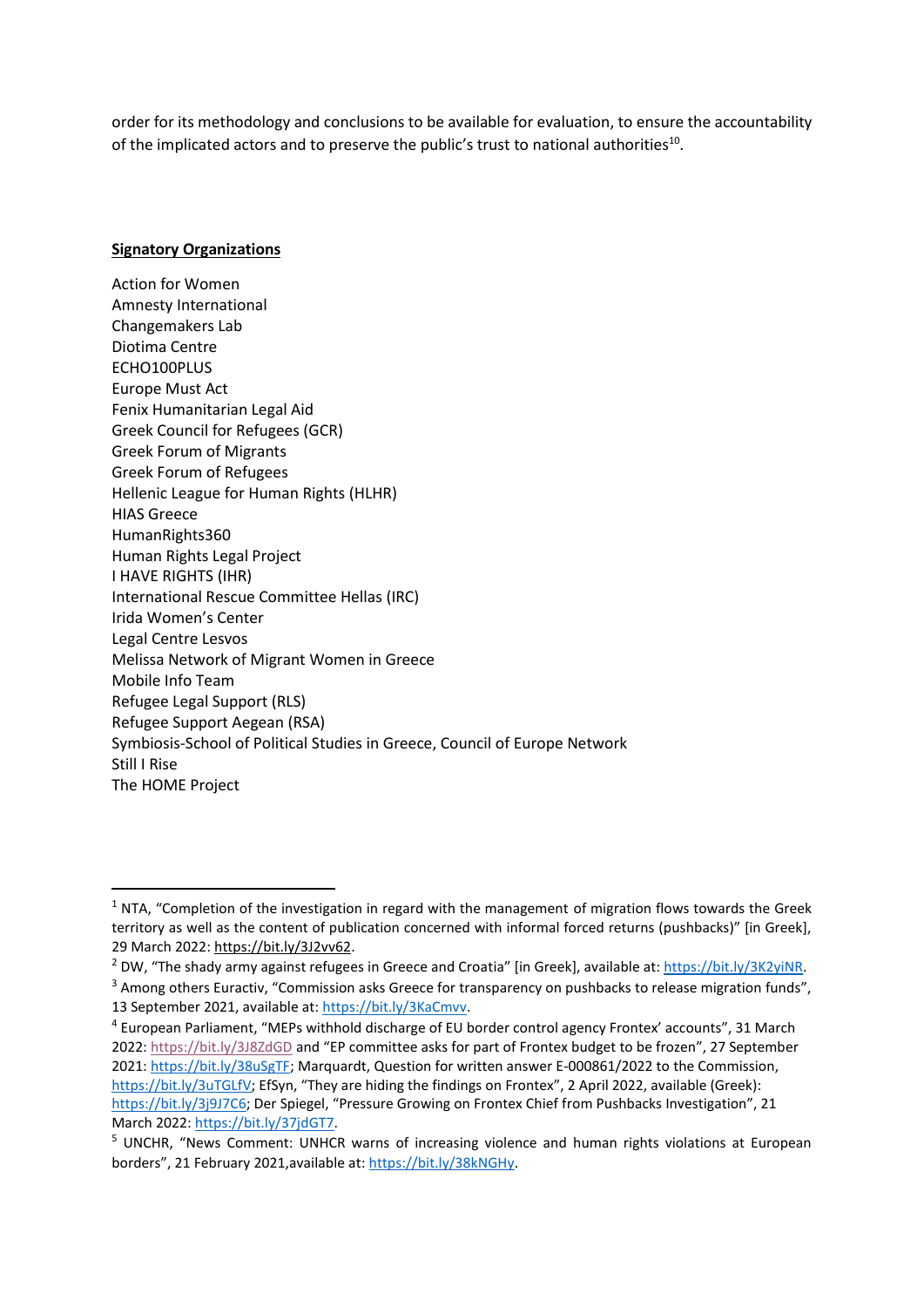order for its methodology and conclusions to be available for evaluation, to ensure the accountability of the implicated actors and to preserve the public's trust to national authorities[10].

**Signatory Organizations**

Action for Women
Amnesty International
Changemakers Lab
Diotima Centre
ECHO100PLUS
Europe Must Act
Fenix Humanitarian Legal Aid
Greek Council for Refugees (GCR)
Greek Forum of Migrants
Greek Forum of Refugees
Hellenic League for Human Rights (HLHR)
HIAS Greece
HumanRights360
Human Rights Legal Project
I HAVE RIGHTS (IHR)
International Rescue Committee Hellas (IRC)
Irida Women's Center
Legal Centre Lesvos
Melissa Network of Migrant Women in Greece
Mobile Info Team
Refugee Legal Support (RLS)
Refugee Support Aegean (RSA)
Symbiosis-School of Political Studies in Greece, Council of Europe Network
Still I Rise
The HOME Project

---

[1] NTA, "Completion of the investigation in regard with the management of migration flows towards the Greek territory as well as the content of publication concerned with informal forced returns (pushbacks)" [in Greek], 29 March 2022: https://bit.ly/3J2vv62.

[2] DW, "The shady army against refugees in Greece and Croatia" [in Greek], available at: https://bit.ly/3K2yiNR.

[3] Among others Euractiv, "Commission asks Greece for transparency on pushbacks to release migration funds", 13 September 2021, available at: https://bit.ly/3KaCmvv.

[4] European Parliament, "MEPs withhold discharge of EU border control agency Frontex' accounts", 31 March 2022: https://bit.ly/3J8ZdGD and "EP committee asks for part of Frontex budget to be frozen", 27 September 2021: https://bit.ly/38uSgTF; Marquardt, Question for written answer E-000861/2022 to the Commission, https://bit.ly/3uTGLfV; EfSyn, "They are hiding the findings on Frontex", 2 April 2022, available (Greek): https://bit.ly/3j9J7C6; Der Spiegel, "Pressure Growing on Frontex Chief from Pushbacks Investigation", 21 March 2022: https://bit.ly/37jdGT7.

[5] UNCHR, "News Comment: UNHCR warns of increasing violence and human rights violations at European borders", 21 February 2021,available at: https://bit.ly/38kNGHy.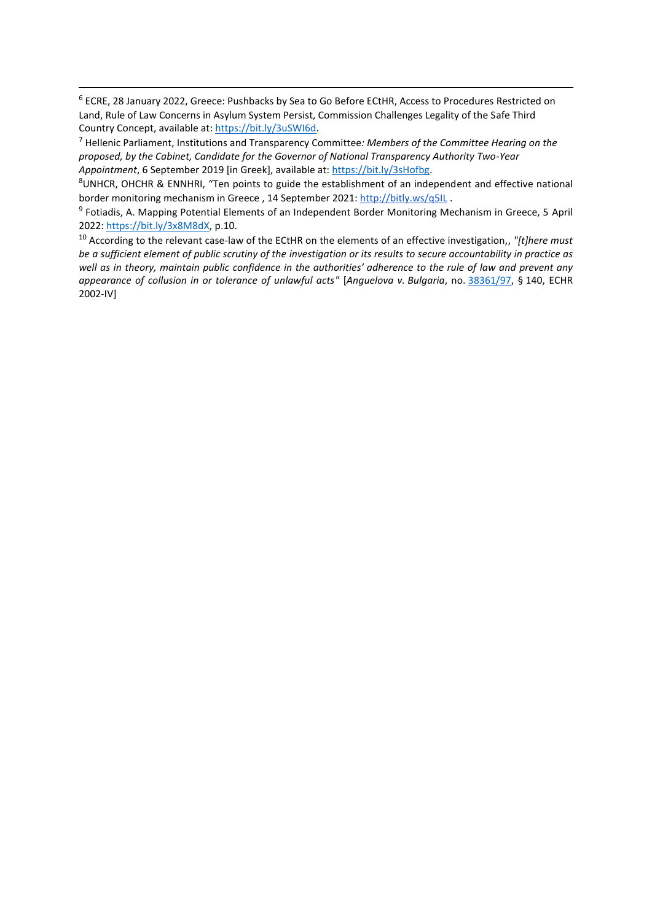[6] ECRE, 28 January 2022, Greece: Pushbacks by Sea to Go Before ECtHR, Access to Procedures Restricted on Land, Rule of Law Concerns in Asylum System Persist, Commission Challenges Legality of the Safe Third Country Concept, available at: https://bit.ly/3uSWI6d.

[7] Hellenic Parliament, Institutions and Transparency Committee*: Members of the Committee Hearing on the proposed, by the Cabinet, Candidate for the Governor of National Transparency Authority Two-Year Appointment*, 6 September 2019 [in Greek], available at: https://bit.ly/3sHofbg.

[8] UNHCR, OHCHR & ENNHRI, "Ten points to guide the establishment of an independent and effective national border monitoring mechanism in Greece , 14 September 2021: http://bitly.ws/q5IL .

[9] Fotiadis, A. Mapping Potential Elements of an Independent Border Monitoring Mechanism in Greece, 5 April 2022: https://bit.ly/3x8M8dX, p.10.

[10] According to the relevant case-law of the ECtHR on the elements of an effective investigation,, *"[t]here must be a sufficient element of public scrutiny of the investigation or its results to secure accountability in practice as well as in theory, maintain public confidence in the authorities' adherence to the rule of law and prevent any appearance of collusion in or tolerance of unlawful acts"* [*Anguelova v. Bulgaria*, no. 38361/97, § 140, ECHR 2002-IV]